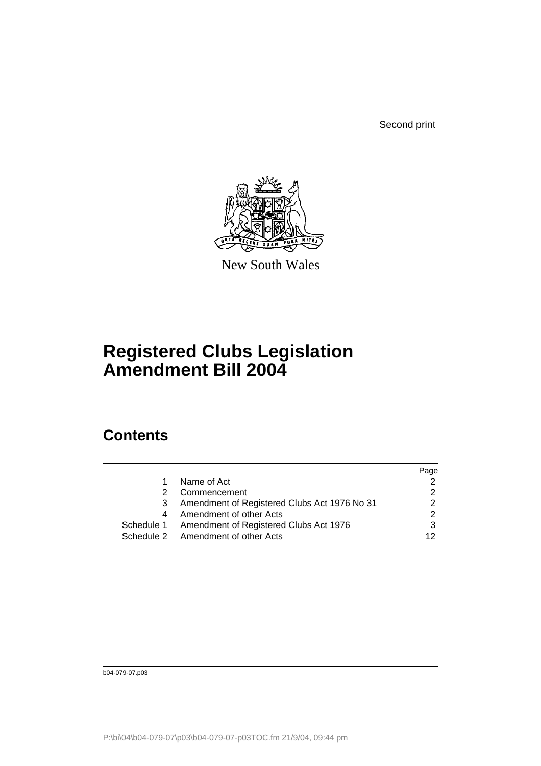Second print

New South Wales

# Registered Clubs Legislation Amendment Bill 2004

## Contents

| | | Page |
|---|---|---|
| 1 | Name of Act | 2 |
| 2 | Commencement | 2 |
| 3 | Amendment of Registered Clubs Act 1976 No 31 | 2 |
| 4 | Amendment of other Acts | 2 |
| Schedule 1 | Amendment of Registered Clubs Act 1976 | 3 |
| Schedule 2 | Amendment of other Acts | 12 |

b04-079-07.p03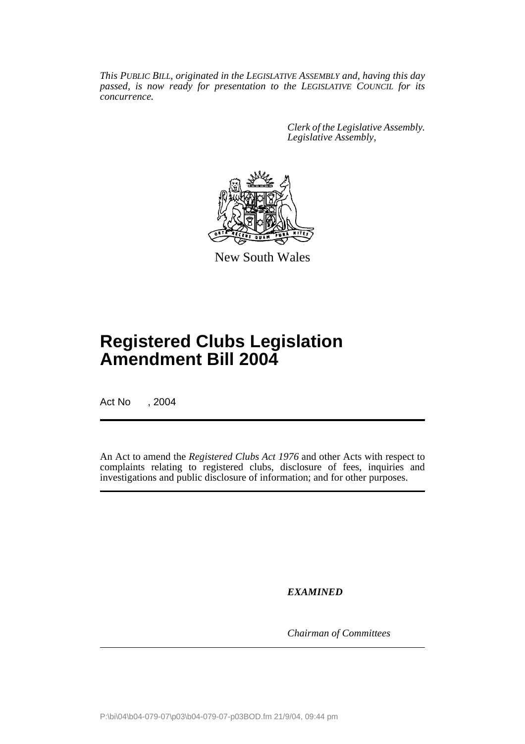*This PUBLIC BILL, originated in the LEGISLATIVE ASSEMBLY and, having this day passed, is now ready for presentation to the LEGISLATIVE COUNCIL for its concurrence.*

*Clerk of the Legislative Assembly.*
*Legislative Assembly,*

New South Wales

# Registered Clubs Legislation Amendment Bill 2004

Act No , 2004

An Act to amend the *Registered Clubs Act 1976* and other Acts with respect to complaints relating to registered clubs, disclosure of fees, inquiries and investigations and public disclosure of information; and for other purposes.

***EXAMINED***

*Chairman of Committees*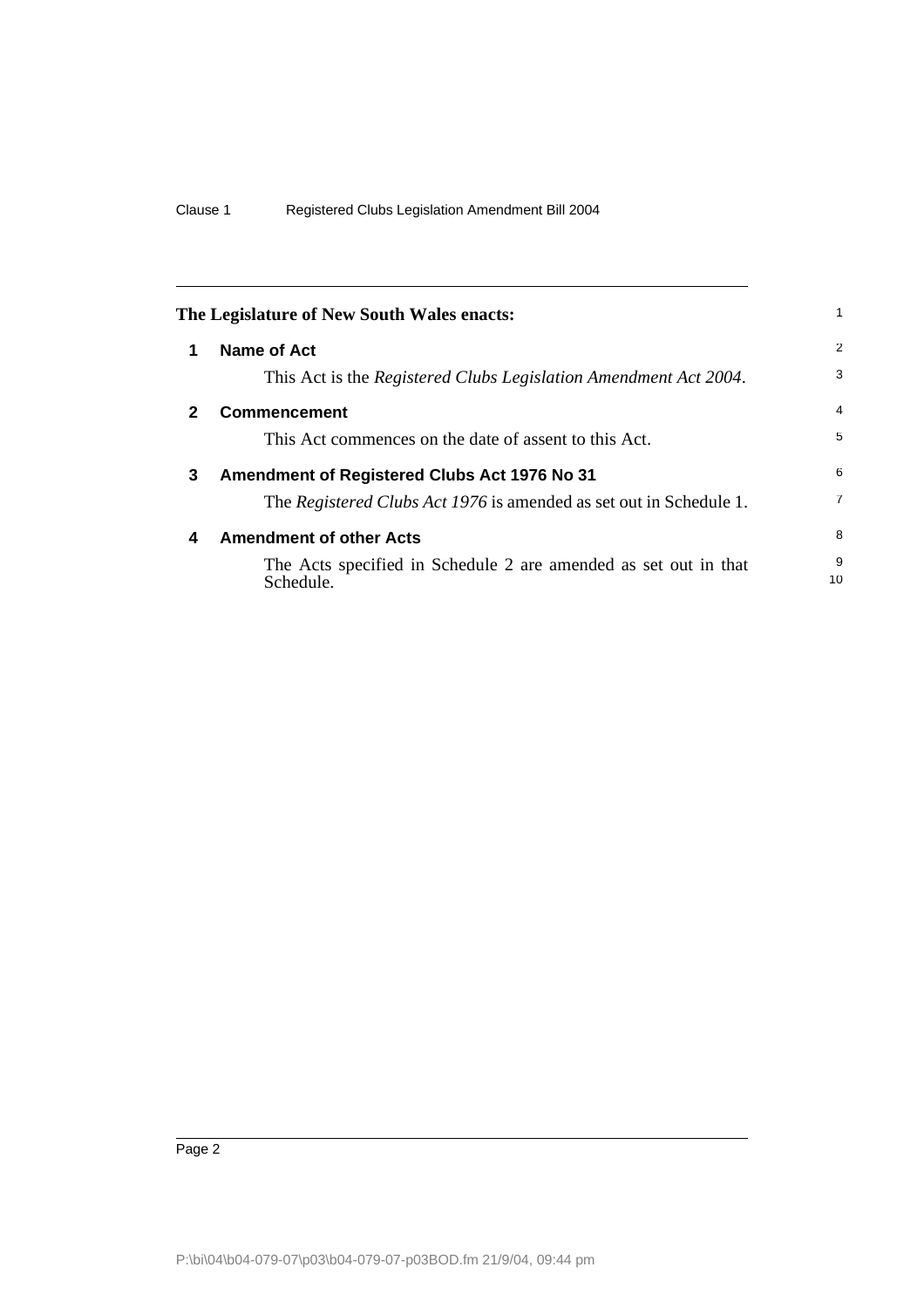**The Legislature of New South Wales enacts:**

## 1 Name of Act

This Act is the *Registered Clubs Legislation Amendment Act 2004*.

## 2 Commencement

This Act commences on the date of assent to this Act.

## 3 Amendment of Registered Clubs Act 1976 No 31

The *Registered Clubs Act 1976* is amended as set out in Schedule 1.

## 4 Amendment of other Acts

The Acts specified in Schedule 2 are amended as set out in that Schedule.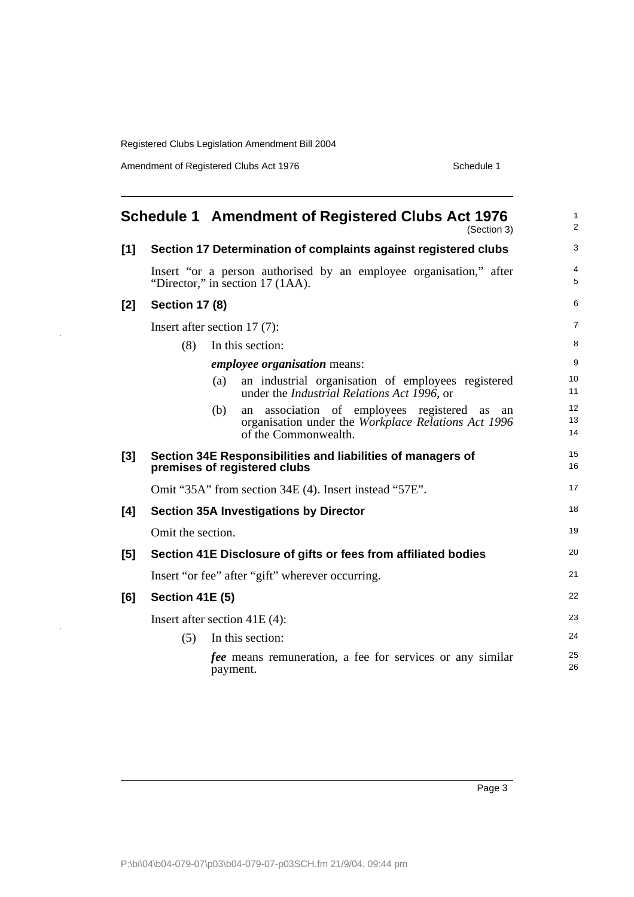# Schedule 1 Amendment of Registered Clubs Act 1976

(Section 3)

**[1] Section 17 Determination of complaints against registered clubs**

Insert "or a person authorised by an employee organisation," after "Director," in section 17 (1AA).

**[2] Section 17 (8)**

Insert after section 17 (7):

(8) In this section:

***employee organisation*** means:

(a) an industrial organisation of employees registered under the *Industrial Relations Act 1996*, or

(b) an association of employees registered as an organisation under the *Workplace Relations Act 1996* of the Commonwealth.

**[3] Section 34E Responsibilities and liabilities of managers of premises of registered clubs**

Omit "35A" from section 34E (4). Insert instead "57E".

**[4] Section 35A Investigations by Director**

Omit the section.

**[5] Section 41E Disclosure of gifts or fees from affiliated bodies**

Insert "or fee" after "gift" wherever occurring.

**[6] Section 41E (5)**

Insert after section 41E (4):

(5) In this section:

***fee*** means remuneration, a fee for services or any similar payment.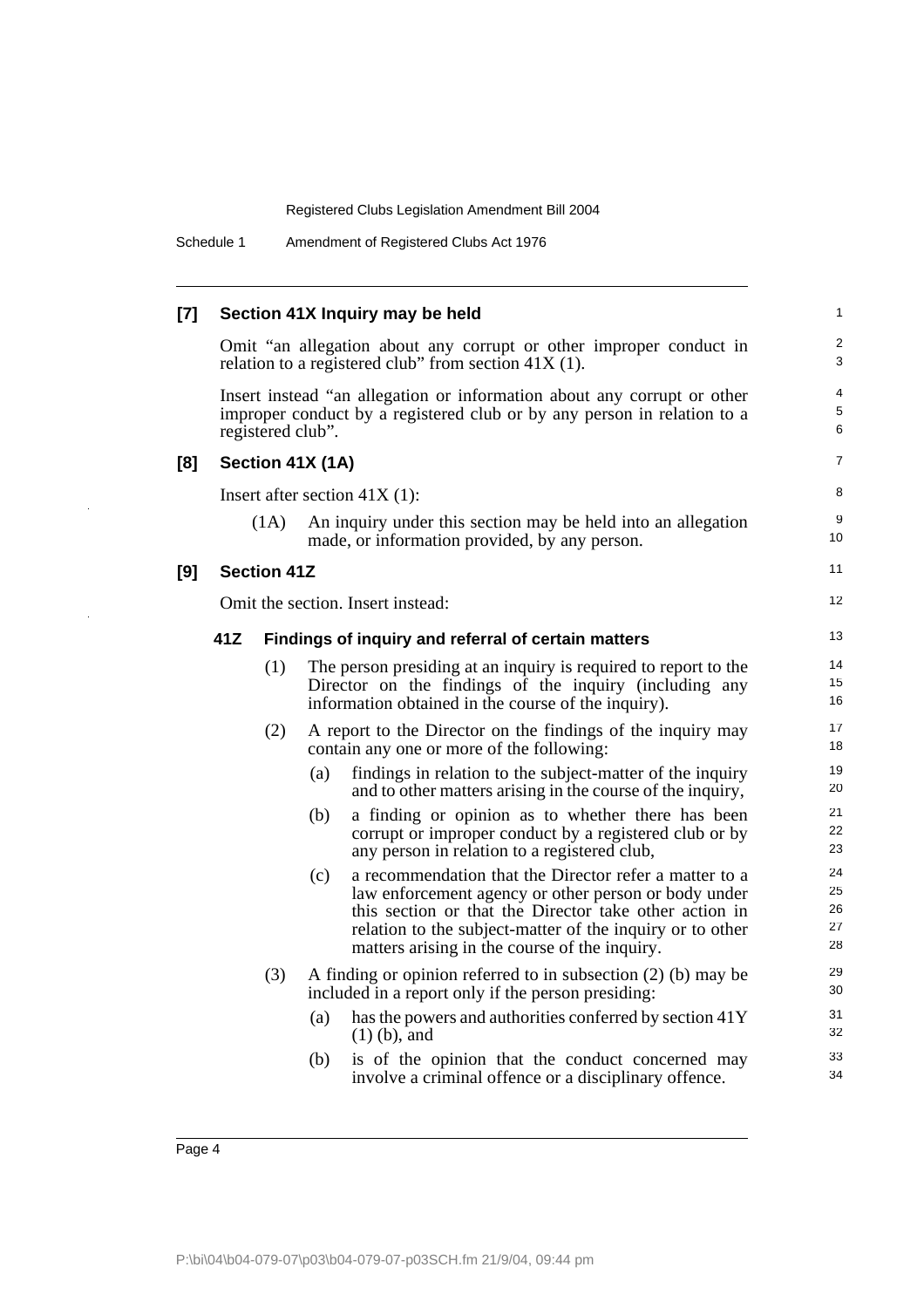### [7] Section 41X Inquiry may be held

Omit "an allegation about any corrupt or other improper conduct in relation to a registered club" from section 41X (1).

Insert instead "an allegation or information about any corrupt or other improper conduct by a registered club or by any person in relation to a registered club".

### [8] Section 41X (1A)

Insert after section 41X (1):

(1A) An inquiry under this section may be held into an allegation made, or information provided, by any person.

### [9] Section 41Z

Omit the section. Insert instead:

#### 41Z Findings of inquiry and referral of certain matters

(1) The person presiding at an inquiry is required to report to the Director on the findings of the inquiry (including any information obtained in the course of the inquiry).

(2) A report to the Director on the findings of the inquiry may contain any one or more of the following:

- (a) findings in relation to the subject-matter of the inquiry and to other matters arising in the course of the inquiry,
- (b) a finding or opinion as to whether there has been corrupt or improper conduct by a registered club or by any person in relation to a registered club,
- (c) a recommendation that the Director refer a matter to a law enforcement agency or other person or body under this section or that the Director take other action in relation to the subject-matter of the inquiry or to other matters arising in the course of the inquiry.

(3) A finding or opinion referred to in subsection (2) (b) may be included in a report only if the person presiding:

- (a) has the powers and authorities conferred by section 41Y (1) (b), and
- (b) is of the opinion that the conduct concerned may involve a criminal offence or a disciplinary offence.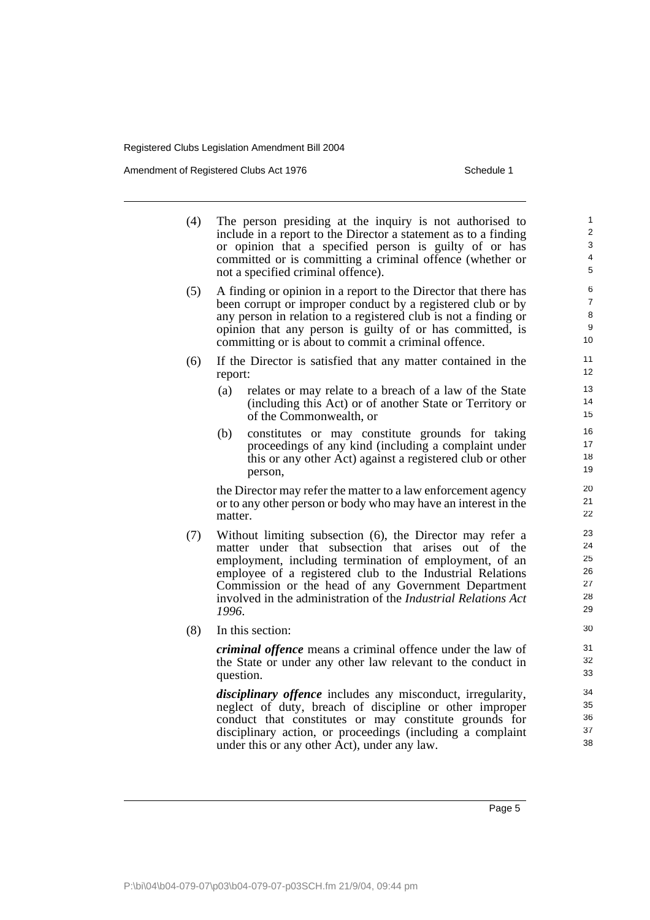(4) The person presiding at the inquiry is not authorised to include in a report to the Director a statement as to a finding or opinion that a specified person is guilty of or has committed or is committing a criminal offence (whether or not a specified criminal offence).

(5) A finding or opinion in a report to the Director that there has been corrupt or improper conduct by a registered club or by any person in relation to a registered club is not a finding or opinion that any person is guilty of or has committed, is committing or is about to commit a criminal offence.

(6) If the Director is satisfied that any matter contained in the report:

  (a) relates or may relate to a breach of a law of the State (including this Act) or of another State or Territory or of the Commonwealth, or

  (b) constitutes or may constitute grounds for taking proceedings of any kind (including a complaint under this or any other Act) against a registered club or other person,

the Director may refer the matter to a law enforcement agency or to any other person or body who may have an interest in the matter.

(7) Without limiting subsection (6), the Director may refer a matter under that subsection that arises out of the employment, including termination of employment, of an employee of a registered club to the Industrial Relations Commission or the head of any Government Department involved in the administration of the *Industrial Relations Act 1996*.

(8) In this section:

***criminal offence*** means a criminal offence under the law of the State or under any other law relevant to the conduct in question.

***disciplinary offence*** includes any misconduct, irregularity, neglect of duty, breach of discipline or other improper conduct that constitutes or may constitute grounds for disciplinary action, or proceedings (including a complaint under this or any other Act), under any law.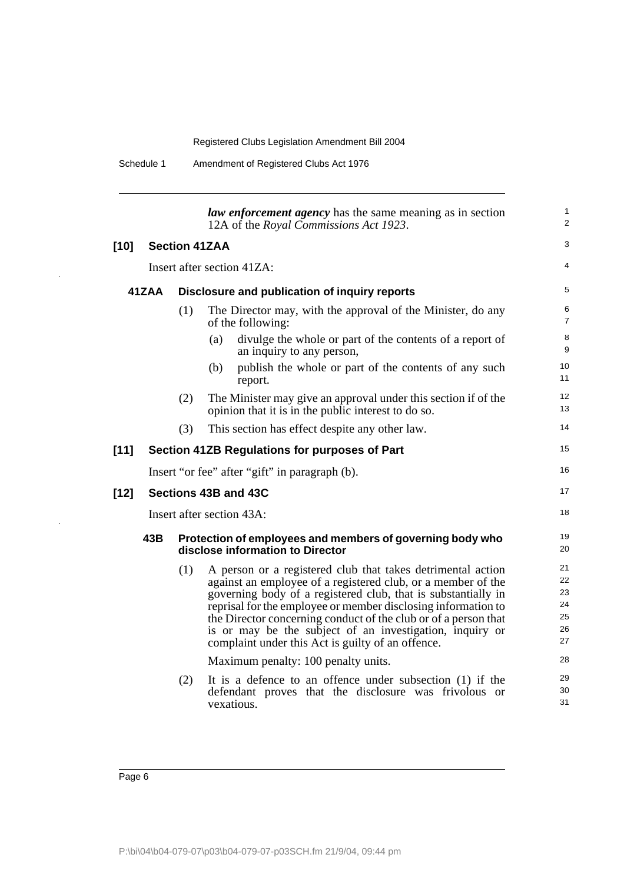***law enforcement agency*** has the same meaning as in section 12A of the *Royal Commissions Act 1923*.

### [10] Section 41ZAA

Insert after section 41ZA:

#### 41ZAA Disclosure and publication of inquiry reports

(1) The Director may, with the approval of the Minister, do any of the following:

- (a) divulge the whole or part of the contents of a report of an inquiry to any person,
- (b) publish the whole or part of the contents of any such report.

(2) The Minister may give an approval under this section if of the opinion that it is in the public interest to do so.

(3) This section has effect despite any other law.

### [11] Section 41ZB Regulations for purposes of Part

Insert "or fee" after "gift" in paragraph (b).

### [12] Sections 43B and 43C

Insert after section 43A:

#### 43B Protection of employees and members of governing body who disclose information to Director

(1) A person or a registered club that takes detrimental action against an employee of a registered club, or a member of the governing body of a registered club, that is substantially in reprisal for the employee or member disclosing information to the Director concerning conduct of the club or of a person that is or may be the subject of an investigation, inquiry or complaint under this Act is guilty of an offence.

Maximum penalty: 100 penalty units.

(2) It is a defence to an offence under subsection (1) if the defendant proves that the disclosure was frivolous or vexatious.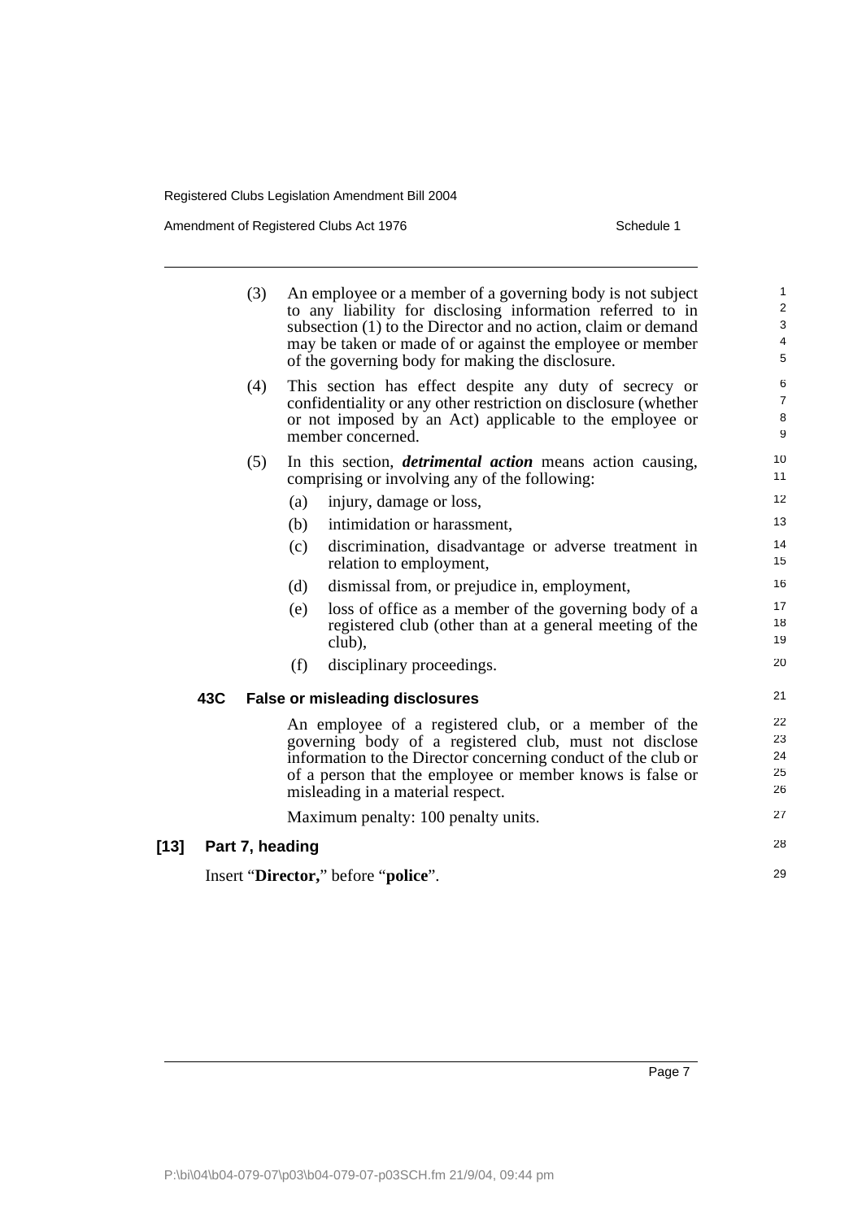(3) An employee or a member of a governing body is not subject to any liability for disclosing information referred to in subsection (1) to the Director and no action, claim or demand may be taken or made of or against the employee or member of the governing body for making the disclosure.

(4) This section has effect despite any duty of secrecy or confidentiality or any other restriction on disclosure (whether or not imposed by an Act) applicable to the employee or member concerned.

(5) In this section, ***detrimental action*** means action causing, comprising or involving any of the following:

(a) injury, damage or loss,

(b) intimidation or harassment,

(c) discrimination, disadvantage or adverse treatment in relation to employment,

(d) dismissal from, or prejudice in, employment,

(e) loss of office as a member of the governing body of a registered club (other than at a general meeting of the club),

(f) disciplinary proceedings.

### 43C False or misleading disclosures

An employee of a registered club, or a member of the governing body of a registered club, must not disclose information to the Director concerning conduct of the club or of a person that the employee or member knows is false or misleading in a material respect.

Maximum penalty: 100 penalty units.

## [13] Part 7, heading

Insert "**Director,**" before "**police**".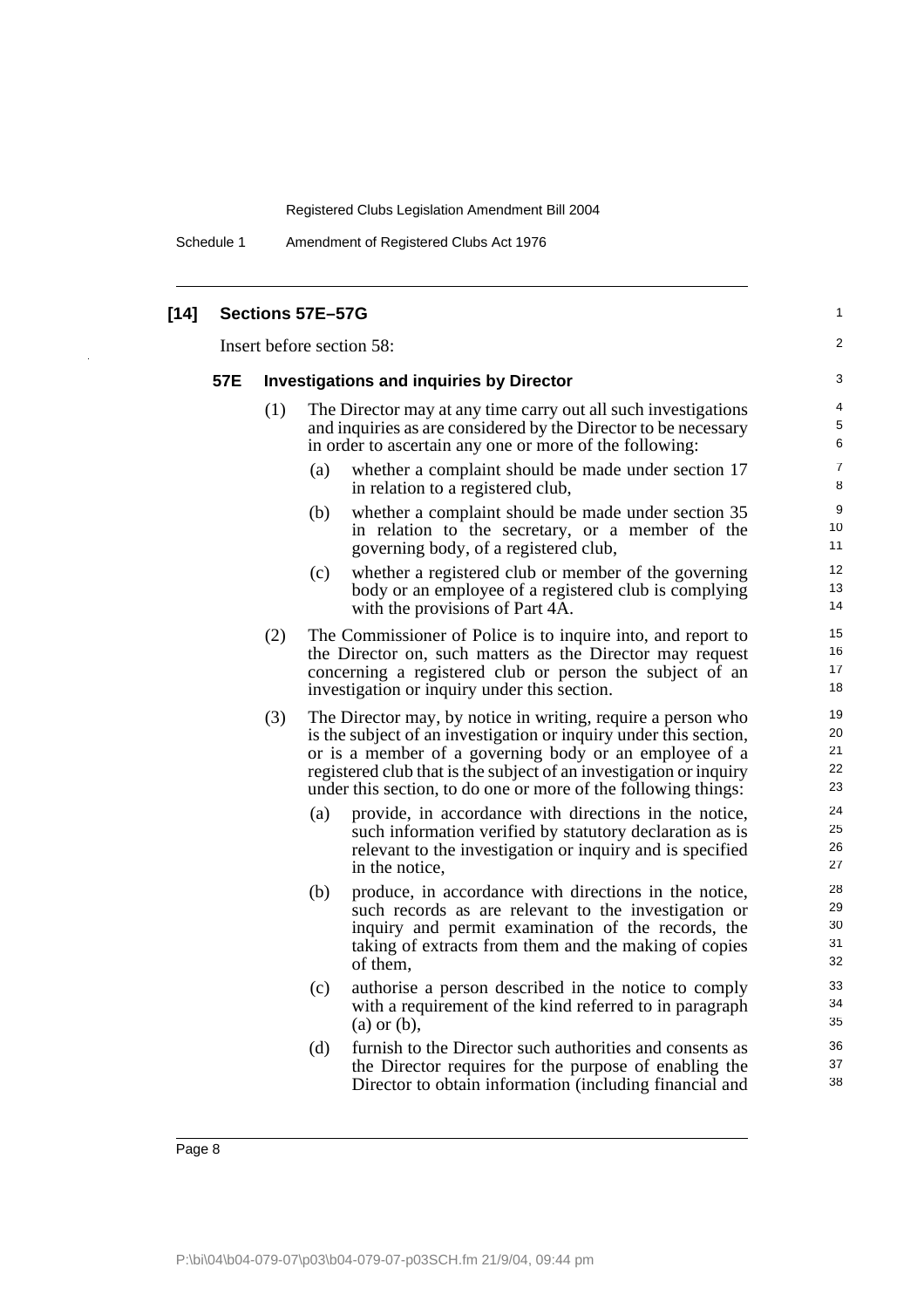## [14] Sections 57E–57G

Insert before section 58:

### 57E Investigations and inquiries by Director

(1) The Director may at any time carry out all such investigations and inquiries as are considered by the Director to be necessary in order to ascertain any one or more of the following:

- (a) whether a complaint should be made under section 17 in relation to a registered club,
- (b) whether a complaint should be made under section 35 in relation to the secretary, or a member of the governing body, of a registered club,
- (c) whether a registered club or member of the governing body or an employee of a registered club is complying with the provisions of Part 4A.

(2) The Commissioner of Police is to inquire into, and report to the Director on, such matters as the Director may request concerning a registered club or person the subject of an investigation or inquiry under this section.

(3) The Director may, by notice in writing, require a person who is the subject of an investigation or inquiry under this section, or is a member of a governing body or an employee of a registered club that is the subject of an investigation or inquiry under this section, to do one or more of the following things:

- (a) provide, in accordance with directions in the notice, such information verified by statutory declaration as is relevant to the investigation or inquiry and is specified in the notice,
- (b) produce, in accordance with directions in the notice, such records as are relevant to the investigation or inquiry and permit examination of the records, the taking of extracts from them and the making of copies of them,
- (c) authorise a person described in the notice to comply with a requirement of the kind referred to in paragraph (a) or (b),
- (d) furnish to the Director such authorities and consents as the Director requires for the purpose of enabling the Director to obtain information (including financial and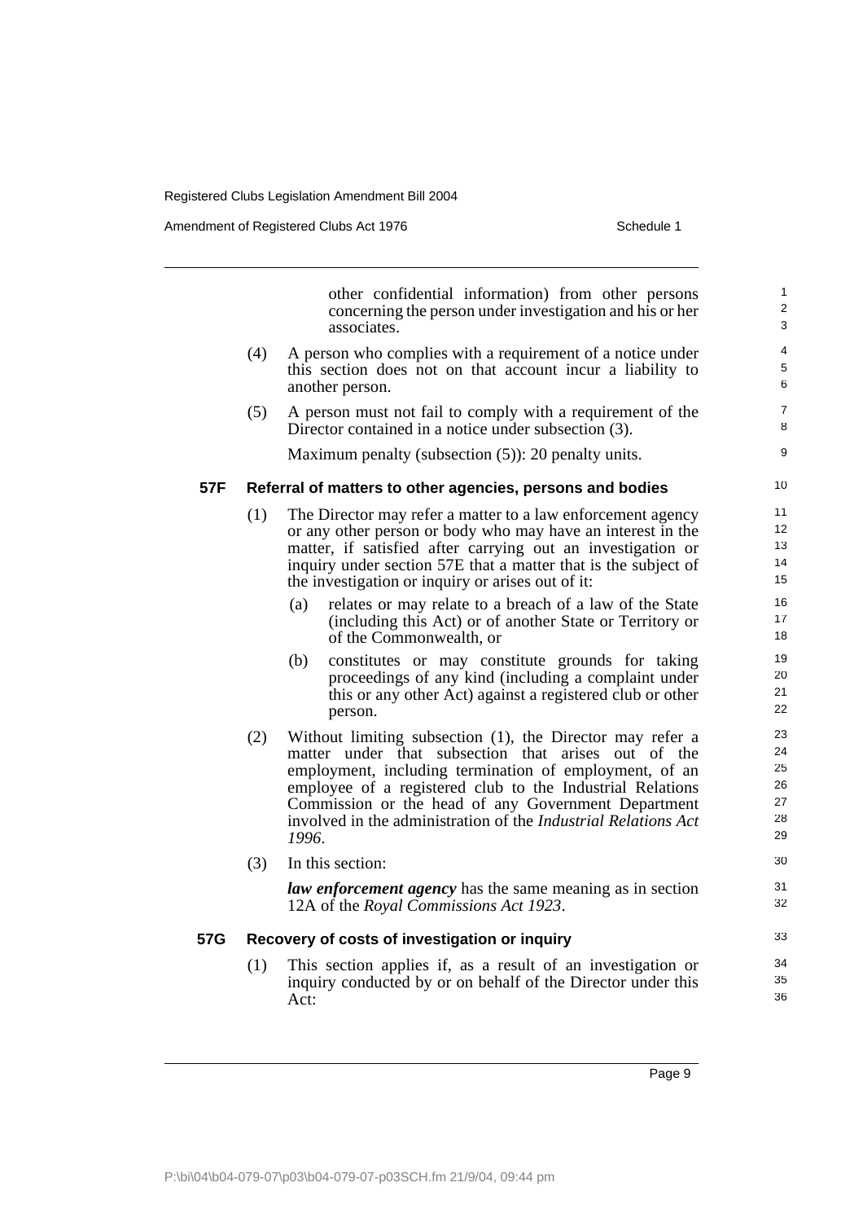other confidential information) from other persons concerning the person under investigation and his or her associates.

(4) A person who complies with a requirement of a notice under this section does not on that account incur a liability to another person.

(5) A person must not fail to comply with a requirement of the Director contained in a notice under subsection (3).

Maximum penalty (subsection (5)): 20 penalty units.

### 57F Referral of matters to other agencies, persons and bodies

(1) The Director may refer a matter to a law enforcement agency or any other person or body who may have an interest in the matter, if satisfied after carrying out an investigation or inquiry under section 57E that a matter that is the subject of the investigation or inquiry or arises out of it:

- (a) relates or may relate to a breach of a law of the State (including this Act) or of another State or Territory or of the Commonwealth, or
- (b) constitutes or may constitute grounds for taking proceedings of any kind (including a complaint under this or any other Act) against a registered club or other person.

(2) Without limiting subsection (1), the Director may refer a matter under that subsection that arises out of the employment, including termination of employment, of an employee of a registered club to the Industrial Relations Commission or the head of any Government Department involved in the administration of the *Industrial Relations Act 1996*.

(3) In this section:

***law enforcement agency*** has the same meaning as in section 12A of the *Royal Commissions Act 1923*.

### 57G Recovery of costs of investigation or inquiry

(1) This section applies if, as a result of an investigation or inquiry conducted by or on behalf of the Director under this Act: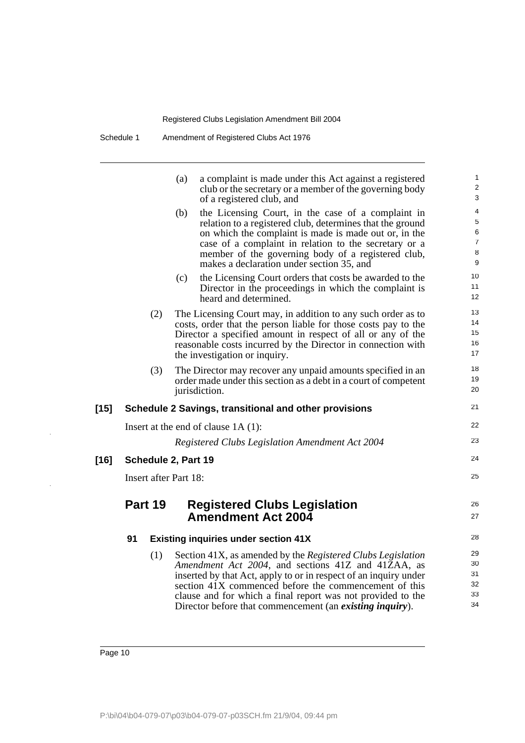(a) a complaint is made under this Act against a registered club or the secretary or a member of the governing body of a registered club, and

(b) the Licensing Court, in the case of a complaint in relation to a registered club, determines that the ground on which the complaint is made is made out or, in the case of a complaint in relation to the secretary or a member of the governing body of a registered club, makes a declaration under section 35, and

(c) the Licensing Court orders that costs be awarded to the Director in the proceedings in which the complaint is heard and determined.

(2) The Licensing Court may, in addition to any such order as to costs, order that the person liable for those costs pay to the Director a specified amount in respect of all or any of the reasonable costs incurred by the Director in connection with the investigation or inquiry.

(3) The Director may recover any unpaid amounts specified in an order made under this section as a debt in a court of competent jurisdiction.

**[15] Schedule 2 Savings, transitional and other provisions**

Insert at the end of clause 1A (1):

*Registered Clubs Legislation Amendment Act 2004*

**[16] Schedule 2, Part 19**

Insert after Part 18:

## Part 19 Registered Clubs Legislation Amendment Act 2004

### 91 Existing inquiries under section 41X

(1) Section 41X, as amended by the *Registered Clubs Legislation Amendment Act 2004*, and sections 41Z and 41ZAA, as inserted by that Act, apply to or in respect of an inquiry under section 41X commenced before the commencement of this clause and for which a final report was not provided to the Director before that commencement (an ***existing inquiry***).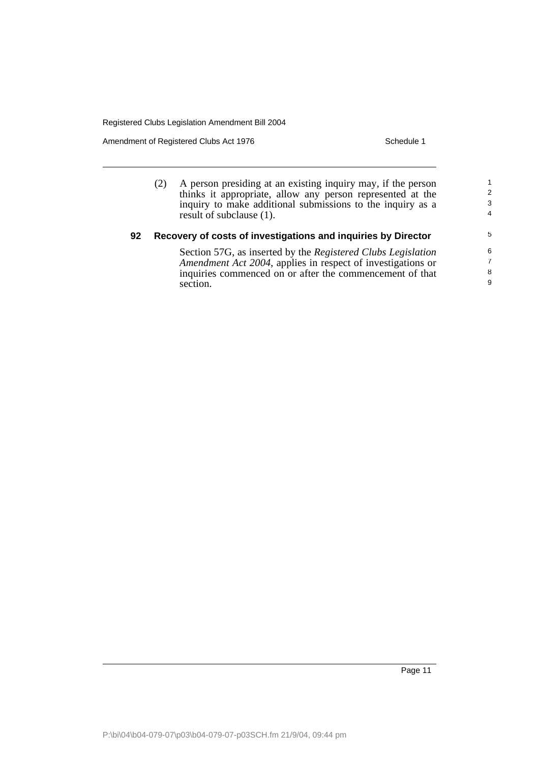(2) A person presiding at an existing inquiry may, if the person thinks it appropriate, allow any person represented at the inquiry to make additional submissions to the inquiry as a result of subclause (1).

### 92 Recovery of costs of investigations and inquiries by Director

Section 57G, as inserted by the *Registered Clubs Legislation Amendment Act 2004*, applies in respect of investigations or inquiries commenced on or after the commencement of that section.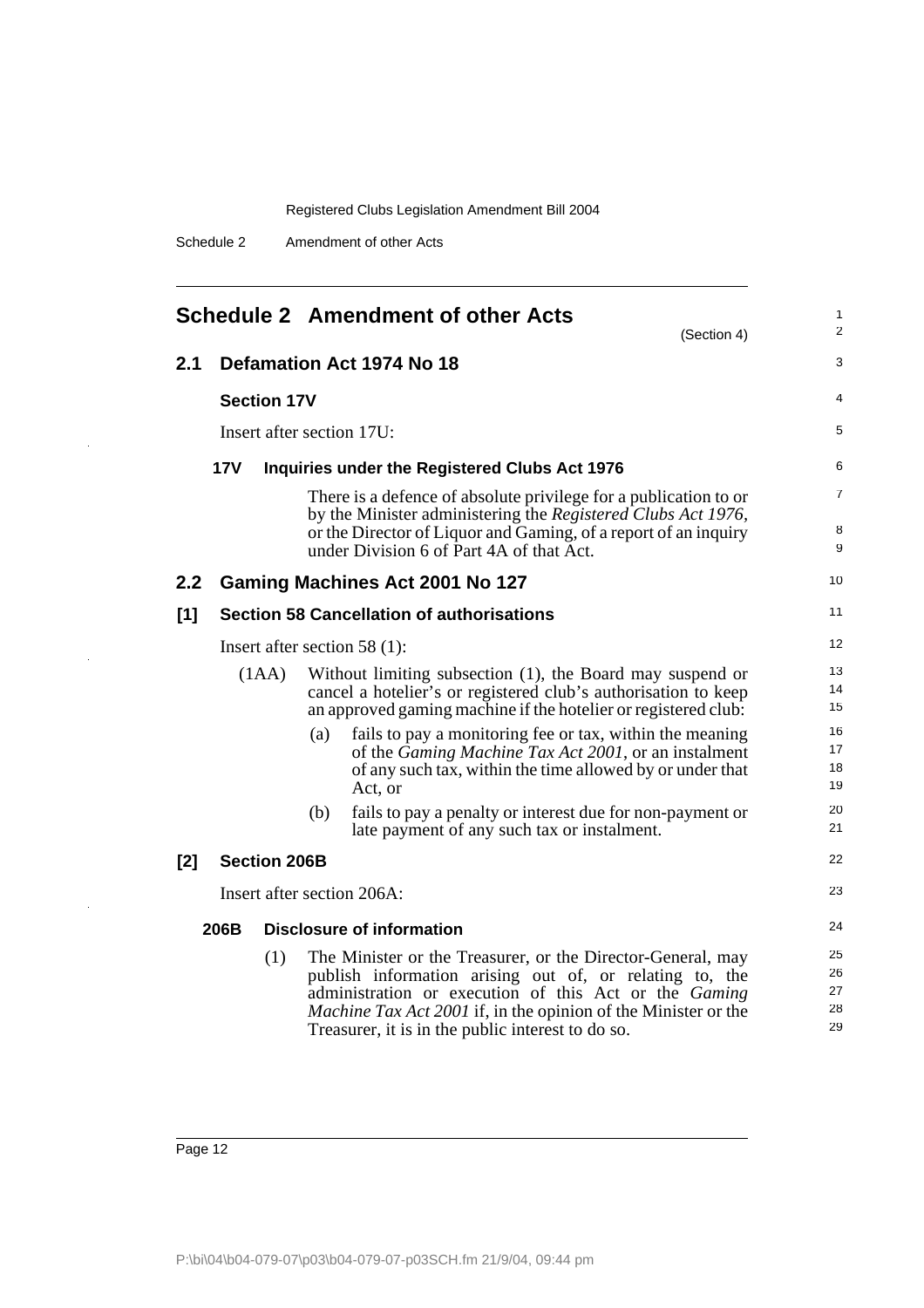# Schedule 2 Amendment of other Acts

(Section 4)

## 2.1 Defamation Act 1974 No 18

### Section 17V

Insert after section 17U:

#### 17V Inquiries under the Registered Clubs Act 1976

There is a defence of absolute privilege for a publication to or by the Minister administering the *Registered Clubs Act 1976*, or the Director of Liquor and Gaming, of a report of an inquiry under Division 6 of Part 4A of that Act.

## 2.2 Gaming Machines Act 2001 No 127

### [1] Section 58 Cancellation of authorisations

Insert after section 58 (1):

(1AA) Without limiting subsection (1), the Board may suspend or cancel a hotelier's or registered club's authorisation to keep an approved gaming machine if the hotelier or registered club:

(a) fails to pay a monitoring fee or tax, within the meaning of the *Gaming Machine Tax Act 2001*, or an instalment of any such tax, within the time allowed by or under that Act, or

(b) fails to pay a penalty or interest due for non-payment or late payment of any such tax or instalment.

### [2] Section 206B

Insert after section 206A:

#### 206B Disclosure of information

(1) The Minister or the Treasurer, or the Director-General, may publish information arising out of, or relating to, the administration or execution of this Act or the *Gaming Machine Tax Act 2001* if, in the opinion of the Minister or the Treasurer, it is in the public interest to do so.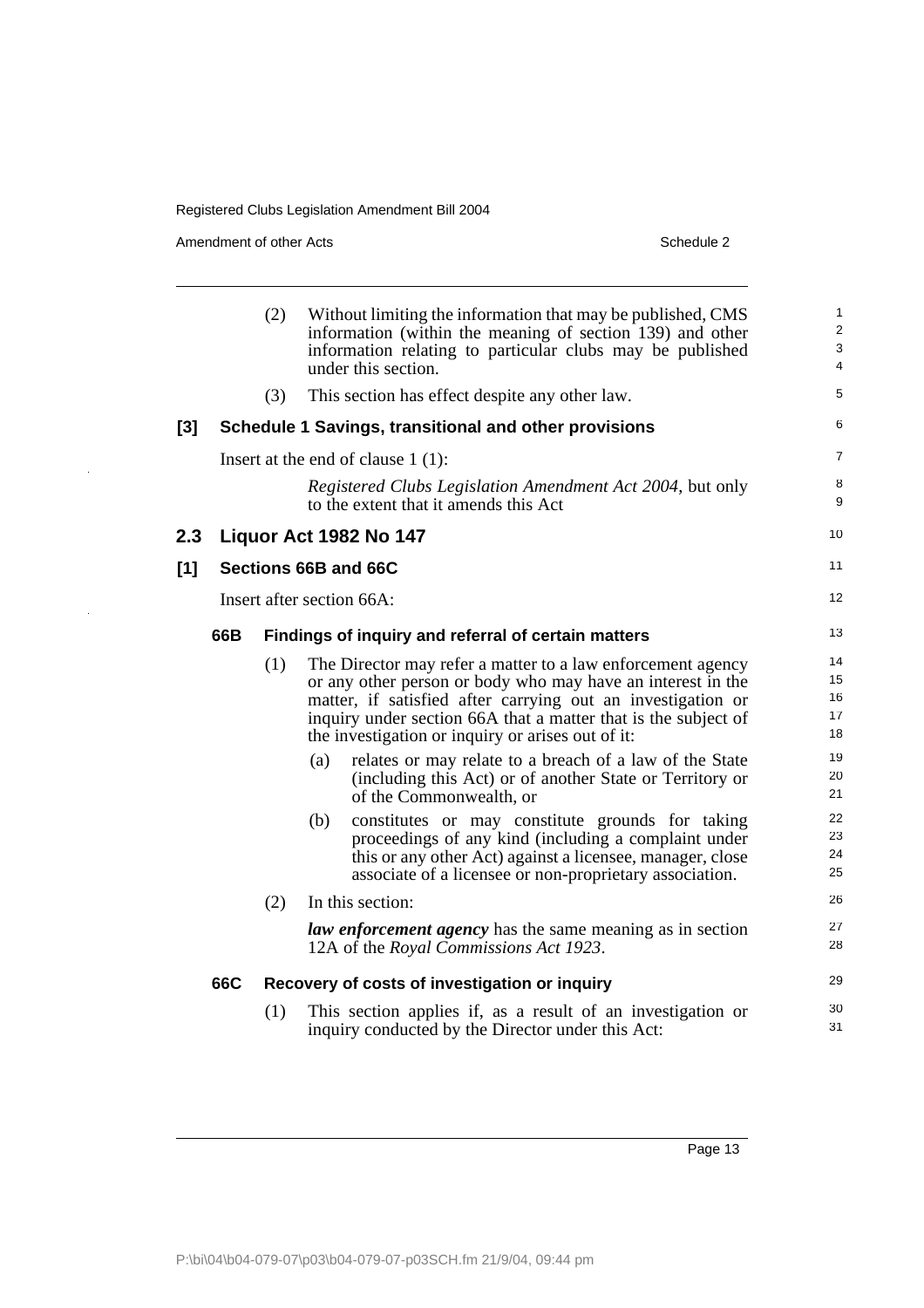(2) Without limiting the information that may be published, CMS information (within the meaning of section 139) and other information relating to particular clubs may be published under this section.

(3) This section has effect despite any other law.

### [3] Schedule 1 Savings, transitional and other provisions

Insert at the end of clause 1 (1):

*Registered Clubs Legislation Amendment Act 2004*, but only to the extent that it amends this Act

## 2.3 Liquor Act 1982 No 147

### [1] Sections 66B and 66C

Insert after section 66A:

#### 66B Findings of inquiry and referral of certain matters

(1) The Director may refer a matter to a law enforcement agency or any other person or body who may have an interest in the matter, if satisfied after carrying out an investigation or inquiry under section 66A that a matter that is the subject of the investigation or inquiry or arises out of it:

- (a) relates or may relate to a breach of a law of the State (including this Act) or of another State or Territory or of the Commonwealth, or
- (b) constitutes or may constitute grounds for taking proceedings of any kind (including a complaint under this or any other Act) against a licensee, manager, close associate of a licensee or non-proprietary association.

(2) In this section:

***law enforcement agency*** has the same meaning as in section 12A of the *Royal Commissions Act 1923*.

#### 66C Recovery of costs of investigation or inquiry

(1) This section applies if, as a result of an investigation or inquiry conducted by the Director under this Act: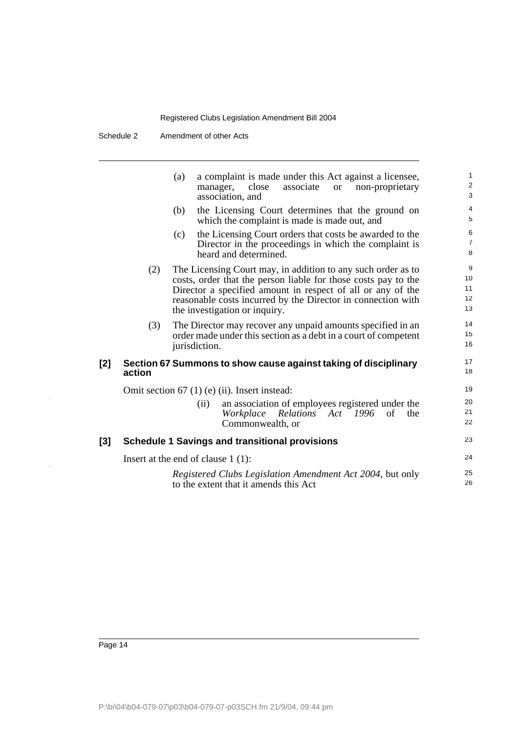(a) a complaint is made under this Act against a licensee, manager, close associate or non-proprietary association, and

(b) the Licensing Court determines that the ground on which the complaint is made is made out, and

(c) the Licensing Court orders that costs be awarded to the Director in the proceedings in which the complaint is heard and determined.

(2) The Licensing Court may, in addition to any such order as to costs, order that the person liable for those costs pay to the Director a specified amount in respect of all or any of the reasonable costs incurred by the Director in connection with the investigation or inquiry.

(3) The Director may recover any unpaid amounts specified in an order made under this section as a debt in a court of competent jurisdiction.

**[2] Section 67 Summons to show cause against taking of disciplinary action**

Omit section 67 (1) (e) (ii). Insert instead:

(ii) an association of employees registered under the *Workplace Relations Act 1996* of the Commonwealth, or

**[3] Schedule 1 Savings and transitional provisions**

Insert at the end of clause 1 (1):

*Registered Clubs Legislation Amendment Act 2004*, but only to the extent that it amends this Act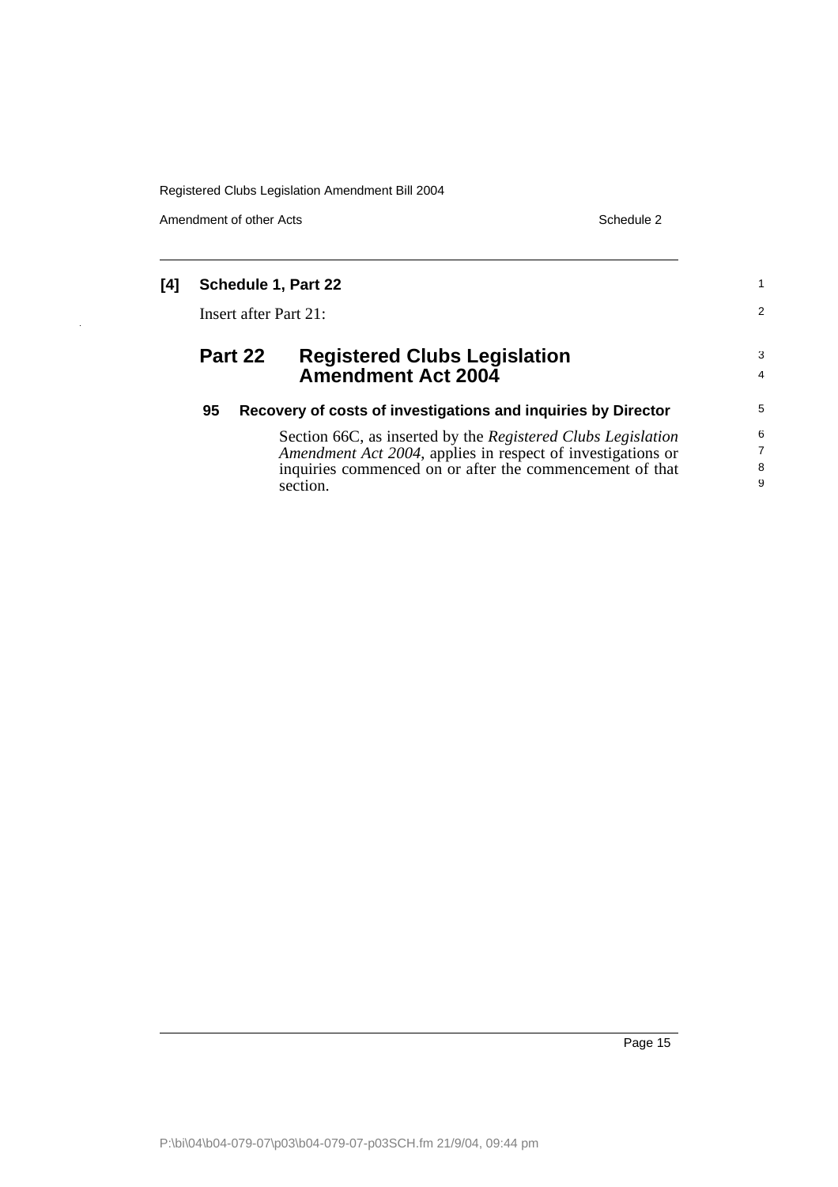**[4] Schedule 1, Part 22**

Insert after Part 21:

## Part 22 Registered Clubs Legislation Amendment Act 2004

### 95 Recovery of costs of investigations and inquiries by Director

Section 66C, as inserted by the *Registered Clubs Legislation Amendment Act 2004*, applies in respect of investigations or inquiries commenced on or after the commencement of that section.